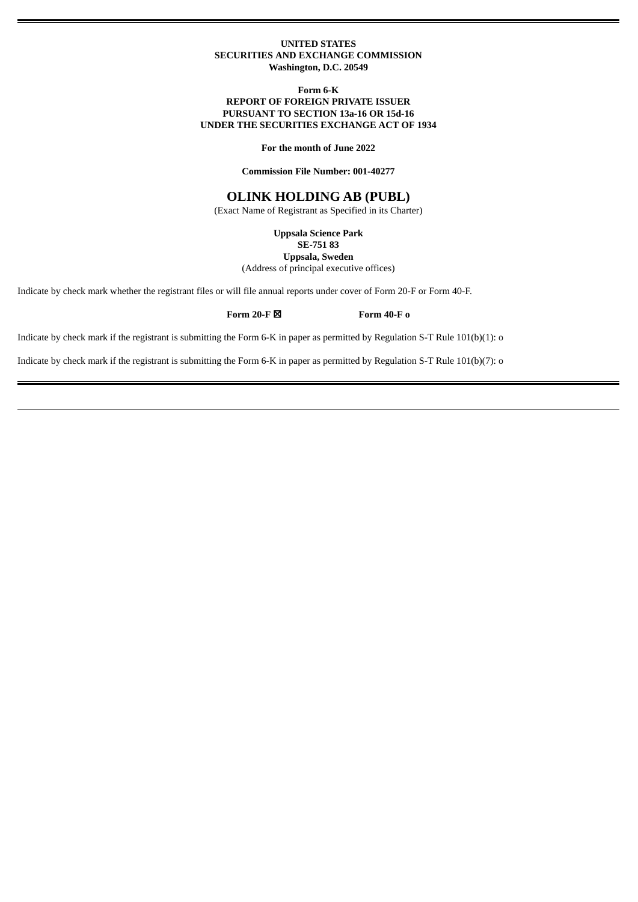**UNITED STATES**
**SECURITIES AND EXCHANGE COMMISSION**
**Washington, D.C. 20549**

**Form 6-K**
**REPORT OF FOREIGN PRIVATE ISSUER**
**PURSUANT TO SECTION 13a-16 OR 15d-16**
**UNDER THE SECURITIES EXCHANGE ACT OF 1934**

**For the month of June 2022**

**Commission File Number: 001-40277**

# OLINK HOLDING AB (PUBL)

(Exact Name of Registrant as Specified in its Charter)

**Uppsala Science Park**
**SE-751 83**
**Uppsala, Sweden**
(Address of principal executive offices)

Indicate by check mark whether the registrant files or will file annual reports under cover of Form 20-F or Form 40-F.

**Form 20-F ☒** **Form 40-F o**

Indicate by check mark if the registrant is submitting the Form 6-K in paper as permitted by Regulation S-T Rule 101(b)(1): o

Indicate by check mark if the registrant is submitting the Form 6-K in paper as permitted by Regulation S-T Rule 101(b)(7): o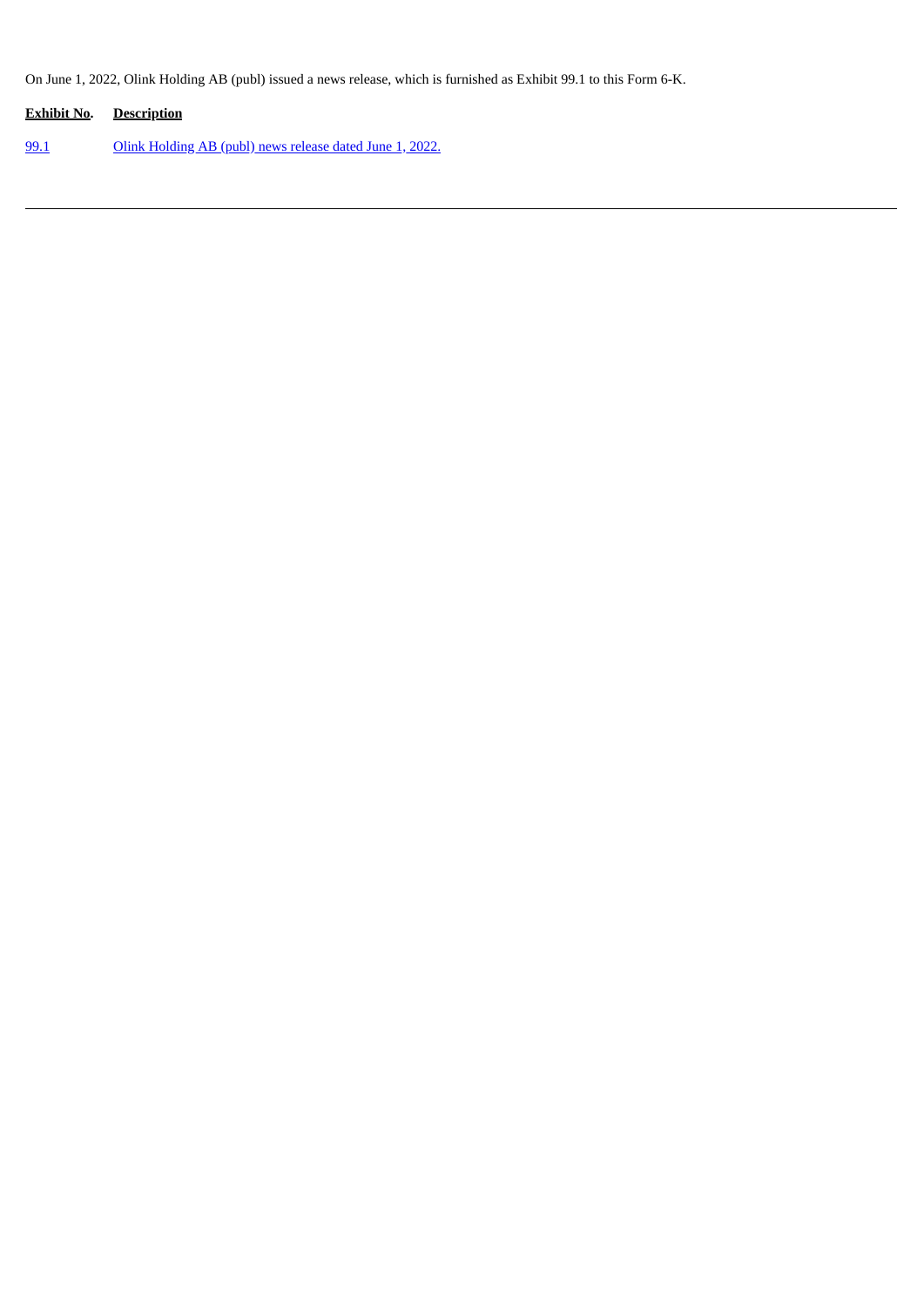On June 1, 2022, Olink Holding AB (publ) issued a news release, which is furnished as Exhibit 99.1 to this Form 6-K.

| Exhibit No. | Description |
| --- | --- |
| 99.1 | Olink Holding AB (publ) news release dated June 1, 2022. |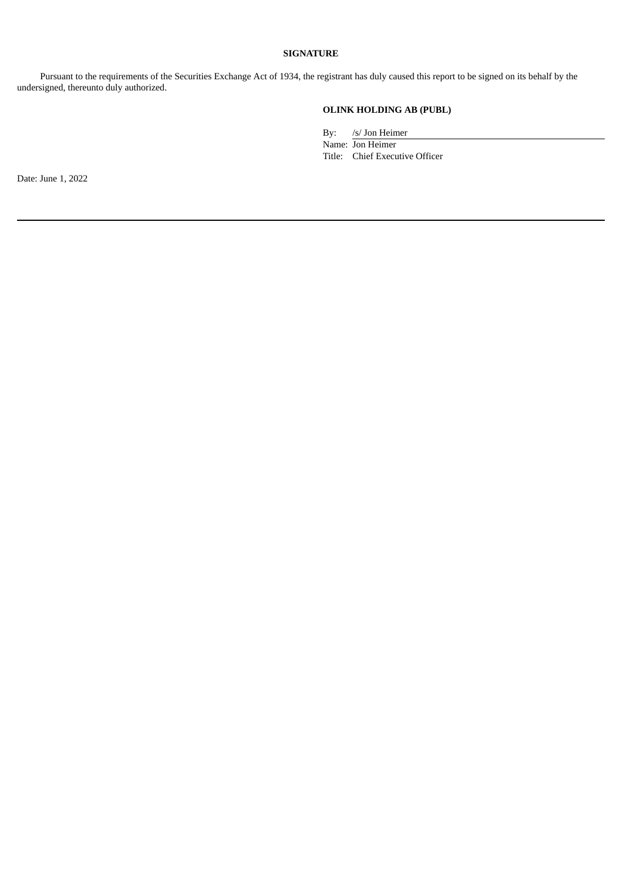**SIGNATURE**

Pursuant to the requirements of the Securities Exchange Act of 1934, the registrant has duly caused this report to be signed on its behalf by the undersigned, thereunto duly authorized.

**OLINK HOLDING AB (PUBL)**

By: /s/ Jon Heimer
Name: Jon Heimer
Title: Chief Executive Officer

Date: June 1, 2022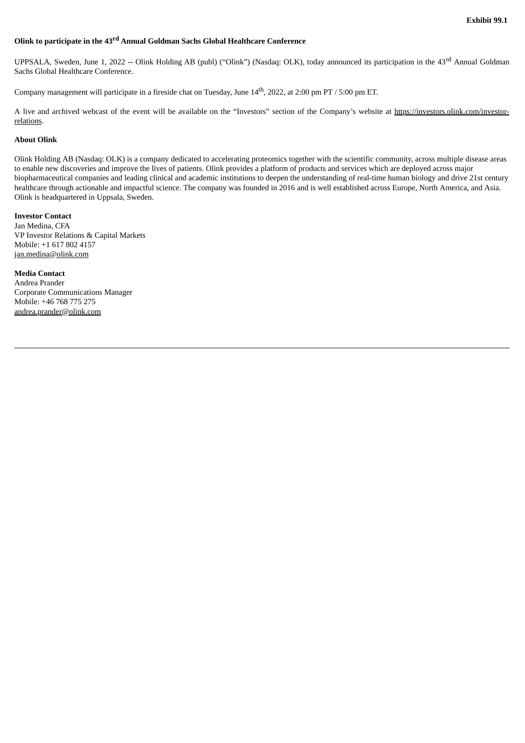**Exhibit 99.1**

# Olink to participate in the 43rd Annual Goldman Sachs Global Healthcare Conference

UPPSALA, Sweden, June 1, 2022 -- Olink Holding AB (publ) ("Olink") (Nasdaq: OLK), today announced its participation in the 43rd Annual Goldman Sachs Global Healthcare Conference.

Company management will participate in a fireside chat on Tuesday, June 14th, 2022, at 2:00 pm PT / 5:00 pm ET.

A live and archived webcast of the event will be available on the "Investors" section of the Company's website at https://investors.olink.com/investor-relations.

## About Olink

Olink Holding AB (Nasdaq: OLK) is a company dedicated to accelerating proteomics together with the scientific community, across multiple disease areas to enable new discoveries and improve the lives of patients. Olink provides a platform of products and services which are deployed across major biopharmaceutical companies and leading clinical and academic institutions to deepen the understanding of real-time human biology and drive 21st century healthcare through actionable and impactful science. The company was founded in 2016 and is well established across Europe, North America, and Asia. Olink is headquartered in Uppsala, Sweden.

**Investor Contact**
Jan Medina, CFA
VP Investor Relations & Capital Markets
Mobile: +1 617 802 4157
jan.medina@olink.com

**Media Contact**
Andrea Prander
Corporate Communications Manager
Mobile: +46 768 775 275
andrea.prander@olink.com